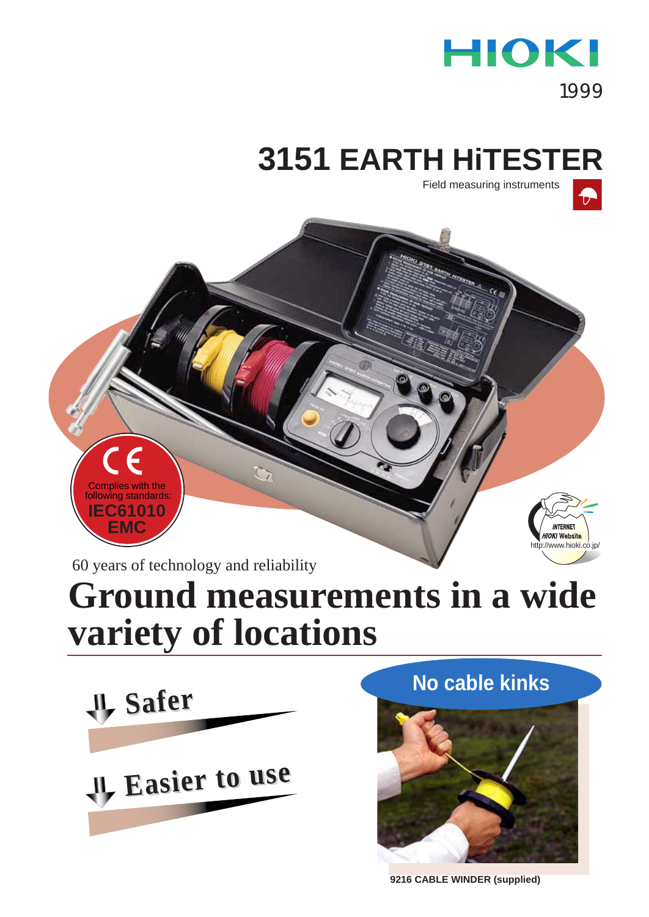HIOKI

1999

# 3151 EARTH HiTESTER

Field measuring instruments

Complies with the following standards:
**IEC61010**
**EMC**

INTERNET
HIOKI Website
http://www.hioki.co.jp/

60 years of technology and reliability

# Ground measurements in a wide variety of locations

**Safer**

**Easier to use**

**No cable kinks**

9216 CABLE WINDER (supplied)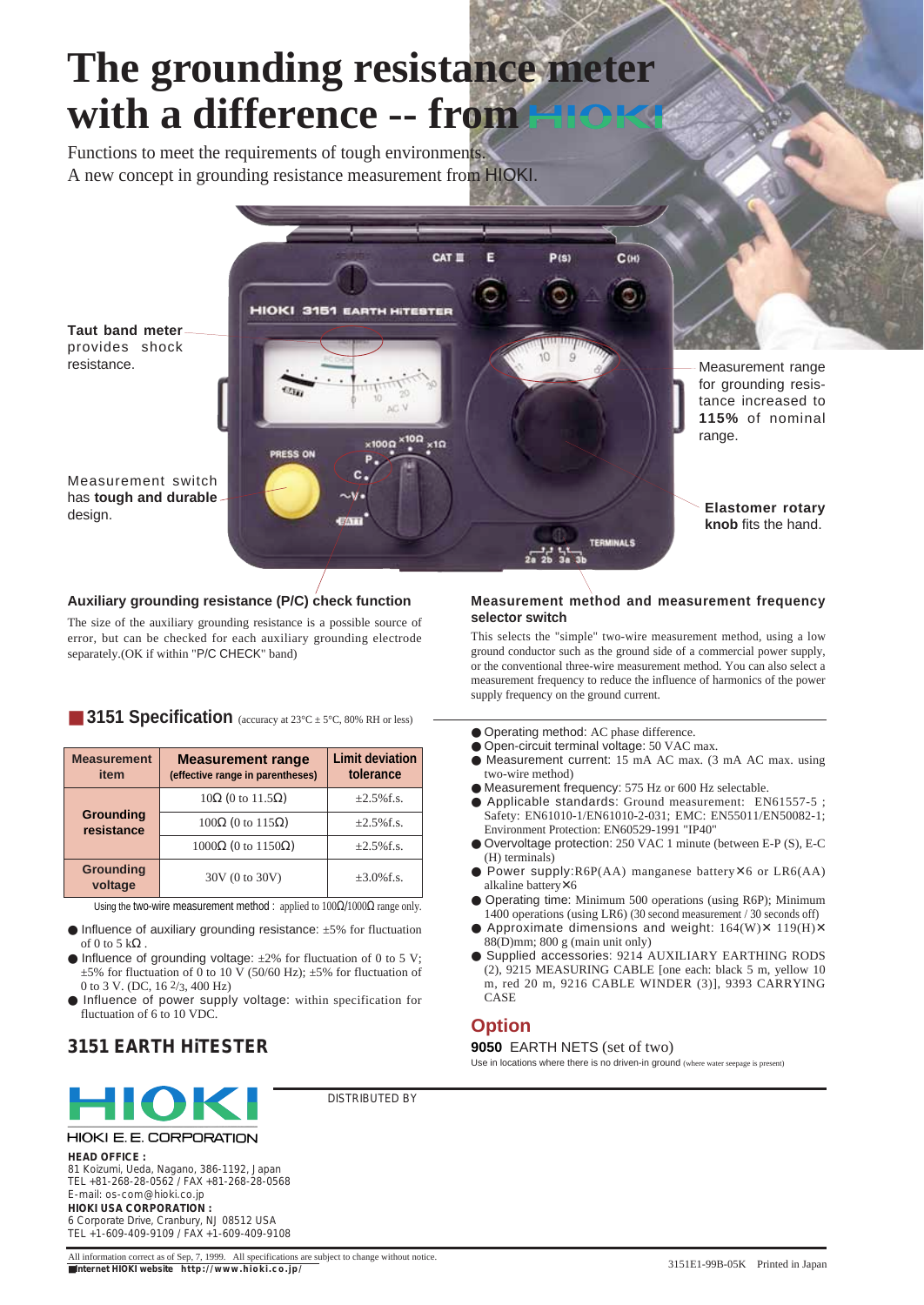# The grounding resistance meter with a difference -- from HIOKI

Functions to meet the requirements of tough environments.
A new concept in grounding resistance measurement from HIOKI.

**Taut band meter** provides shock resistance.

Measurement switch has **tough and durable** design.

Measurement range for grounding resistance increased to **115%** of nominal range.

**Elastomer rotary knob** fits the hand.

### Auxiliary grounding resistance (P/C) check function

The size of the auxiliary grounding resistance is a possible source of error, but can be checked for each auxiliary grounding electrode separately.(OK if within "P/C CHECK" band)

### Measurement method and measurement frequency selector switch

This selects the "simple" two-wire measurement method, using a low ground conductor such as the ground side of a commercial power supply, or the conventional three-wire measurement method. You can also select a measurement frequency to reduce the influence of harmonics of the power supply frequency on the ground current.

## 3151 Specification (accuracy at 23°C ± 5°C, 80% RH or less)

| Measurement item | Measurement range (effective range in parentheses) | Limit deviation tolerance |
|---|---|---|
| Grounding resistance | 10Ω (0 to 11.5Ω) | ±2.5%f.s. |
| | 100Ω (0 to 115Ω) | ±2.5%f.s. |
| | 1000Ω (0 to 1150Ω) | ±2.5%f.s. |
| Grounding voltage | 30V (0 to 30V) | ±3.0%f.s. |

Using the two-wire measurement method : applied to 100Ω/1000Ω range only.

- Influence of auxiliary grounding resistance: ±5% for fluctuation of 0 to 5 kΩ .
- Influence of grounding voltage: ±2% for fluctuation of 0 to 5 V; ±5% for fluctuation of 0 to 10 V (50/60 Hz); ±5% for fluctuation of 0 to 3 V. (DC, 16 2/3, 400 Hz)
- Influence of power supply voltage: within specification for fluctuation of 6 to 10 VDC.

- Operating method: AC phase difference.
- Open-circuit terminal voltage: 50 VAC max.
- Measurement current: 15 mA AC max. (3 mA AC max. using two-wire method)
- Measurement frequency: 575 Hz or 600 Hz selectable.
- Applicable standards: Ground measurement: EN61557-5 ; Safety: EN61010-1/EN61010-2-031; EMC: EN55011/EN50082-1; Environment Protection: EN60529-1991 "IP40"
- Overvoltage protection: 250 VAC 1 minute (between E-P (S), E-C (H) terminals)
- Power supply:R6P(AA) manganese battery×6 or LR6(AA) alkaline battery×6
- Operating time: Minimum 500 operations (using R6P); Minimum 1400 operations (using LR6) (30 second measurement / 30 seconds off)
- Approximate dimensions and weight: 164(W)× 119(H)× 88(D)mm; 800 g (main unit only)
- Supplied accessories: 9214 AUXILIARY EARTHING RODS (2), 9215 MEASURING CABLE [one each: black 5 m, yellow 10 m, red 20 m, 9216 CABLE WINDER (3)], 9393 CARRYING CASE

## 3151 EARTH HiTESTER

## Option

**9050** EARTH NETS (set of two)

Use in locations where there is no driven-in ground (where water seepage is present)

HIOKI E. E. CORPORATION

**HEAD OFFICE :**
81 Koizumi, Ueda, Nagano, 386-1192, Japan
TEL +81-268-28-0562 / FAX +81-268-28-0568
E-mail: os-com@hioki.co.jp

**HIOKI USA CORPORATION :**
6 Corporate Drive, Cranbury, NJ 08512 USA
TEL +1-609-409-9109 / FAX +1-609-409-9108

DISTRIBUTED BY

All information correct as of Sep, 7, 1999. All specifications are subject to change without notice.
**Internet HIOKI website http://www.hioki.co.jp/**

3151E1-99B-05K Printed in Japan